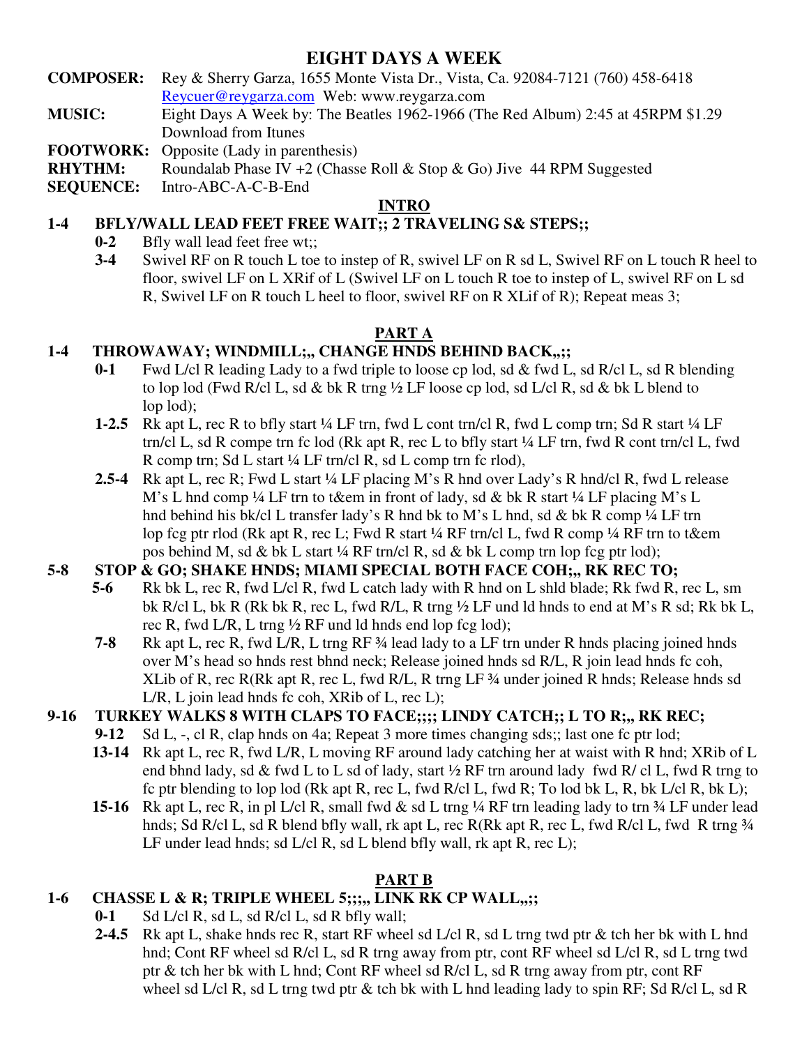# EIGHT DAYS A WEEK

**COMPOSER:** Rey & Sherry Garza, 1655 Monte Vista Dr., Vista, Ca. 92084-7121 (760) 458-6418 Reycuer@reygarza.com Web: www.reygarza.com

**MUSIC:** Eight Days A Week by: The Beatles 1962-1966 (The Red Album) 2:45 at 45RPM $1.29 Download from Itunes

**FOOTWORK:** Opposite (Lady in parenthesis)

**RHYTHM:** Roundalab Phase IV +2 (Chasse Roll & Stop & Go) Jive 44 RPM Suggested

**SEQUENCE:** Intro-ABC-A-C-B-End

## INTRO

**1-4 BFLY/WALL LEAD FEET FREE WAIT;; 2 TRAVELING S& STEPS;;**

- **0-2** Bfly wall lead feet free wt;;
- **3-4** Swivel RF on R touch L toe to instep of R, swivel LF on R sd L, Swivel RF on L touch R heel to floor, swivel LF on L XRif of L (Swivel LF on L touch R toe to instep of L, swivel RF on L sd R, Swivel LF on R touch L heel to floor, swivel RF on R XLif of R); Repeat meas 3;

## PART A

**1-4 THROWAWAY; WINDMILL;,, CHANGE HNDS BEHIND BACK,,;;**

- **0-1** Fwd L/cl R leading Lady to a fwd triple to loose cp lod, sd & fwd L, sd R/cl L, sd R blending to lop lod (Fwd R/cl L, sd & bk R trng ½ LF loose cp lod, sd L/cl R, sd & bk L blend to lop lod);
- **1-2.5** Rk apt L, rec R to bfly start ¼ LF trn, fwd L cont trn/cl R, fwd L comp trn; Sd R start ¼ LF trn/cl L, sd R compe trn fc lod (Rk apt R, rec L to bfly start ¼ LF trn, fwd R cont trn/cl L, fwd R comp trn; Sd L start ¼ LF trn/cl R, sd L comp trn fc rlod),
- **2.5-4** Rk apt L, rec R; Fwd L start ¼ LF placing M's R hnd over Lady's R hnd/cl R, fwd L release M's L hnd comp ¼ LF trn to t&em in front of lady, sd & bk R start ¼ LF placing M's L hnd behind his bk/cl L transfer lady's R hnd bk to M's L hnd, sd & bk R comp ¼ LF trn lop fcg ptr rlod (Rk apt R, rec L; Fwd R start ¼ RF trn/cl L, fwd R comp ¼ RF trn to t&em pos behind M, sd & bk L start ¼ RF trn/cl R, sd & bk L comp trn lop fcg ptr lod);

**5-8 STOP & GO; SHAKE HNDS; MIAMI SPECIAL BOTH FACE COH;,, RK REC TO;**

- **5-6** Rk bk L, rec R, fwd L/cl R, fwd L catch lady with R hnd on L shld blade; Rk fwd R, rec L, sm bk R/cl L, bk R (Rk bk R, rec L, fwd R/L, R trng ½ LF und ld hnds to end at M's R sd; Rk bk L, rec R, fwd L/R, L trng ½ RF und ld hnds end lop fcg lod);
- **7-8** Rk apt L, rec R, fwd L/R, L trng RF ¾ lead lady to a LF trn under R hnds placing joined hnds over M's head so hnds rest bhnd neck; Release joined hnds sd R/L, R join lead hnds fc coh, XLib of R, rec R(Rk apt R, rec L, fwd R/L, R trng LF ¾ under joined R hnds; Release hnds sd L/R, L join lead hnds fc coh, XRib of L, rec L);

**9-16 TURKEY WALKS 8 WITH CLAPS TO FACE;;;; LINDY CATCH;; L TO R;,, RK REC;**

- **9-12** Sd L, -, cl R, clap hnds on 4a; Repeat 3 more times changing sds;; last one fc ptr lod;
- **13-14** Rk apt L, rec R, fwd L/R, L moving RF around lady catching her at waist with R hnd; XRib of L end bhnd lady, sd & fwd L to L sd of lady, start ½ RF trn around lady fwd R/ cl L, fwd R trng to fc ptr blending to lop lod (Rk apt R, rec L, fwd R/cl L, fwd R; To lod bk L, R, bk L/cl R, bk L);
- **15-16** Rk apt L, rec R, in pl L/cl R, small fwd & sd L trng ¼ RF trn leading lady to trn ¾ LF under lead hnds; Sd R/cl L, sd R blend bfly wall, rk apt L, rec R(Rk apt R, rec L, fwd R/cl L, fwd R trng ¾ LF under lead hnds; sd L/cl R, sd L blend bfly wall, rk apt R, rec L);

## PART B

**1-6 CHASSE L & R; TRIPLE WHEEL 5;;;,, LINK RK CP WALL,,;;**

- **0-1** Sd L/cl R, sd L, sd R/cl L, sd R bfly wall;
- **2-4.5** Rk apt L, shake hnds rec R, start RF wheel sd L/cl R, sd L trng twd ptr & tch her bk with L hnd hnd; Cont RF wheel sd R/cl L, sd R trng away from ptr, cont RF wheel sd L/cl R, sd L trng twd ptr & tch her bk with L hnd; Cont RF wheel sd R/cl L, sd R trng away from ptr, cont RF wheel sd L/cl R, sd L trng twd ptr & tch bk with L hnd leading lady to spin RF; Sd R/cl L, sd R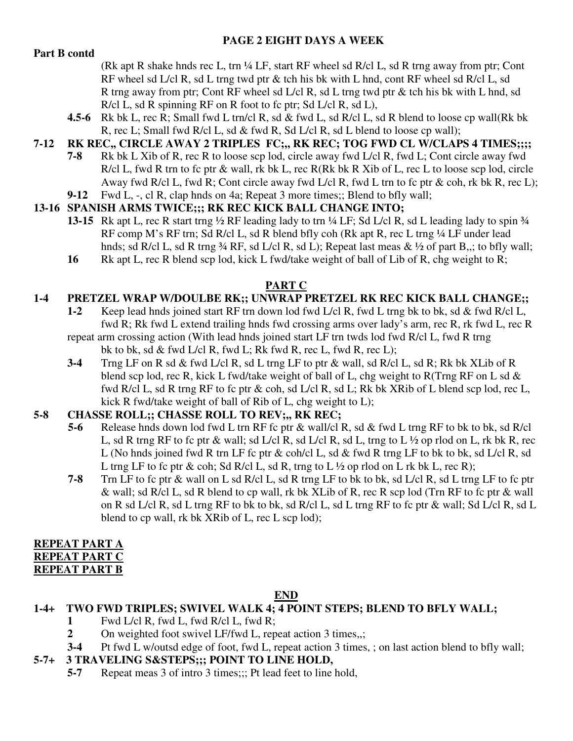**PAGE 2 EIGHT DAYS A WEEK**

**Part B contd**

(Rk apt R shake hnds rec L, trn ¼ LF, start RF wheel sd R/cl L, sd R trng away from ptr; Cont RF wheel sd L/cl R, sd L trng twd ptr & tch his bk with L hnd, cont RF wheel sd R/cl L, sd R trng away from ptr; Cont RF wheel sd L/cl R, sd L trng twd ptr & tch his bk with L hnd, sd R/cl L, sd R spinning RF on R foot to fc ptr; Sd L/cl R, sd L),

**4.5-6** Rk bk L, rec R; Small fwd L trn/cl R, sd & fwd L, sd R/cl L, sd R blend to loose cp wall(Rk bk R, rec L; Small fwd R/cl L, sd & fwd R, Sd L/cl R, sd L blend to loose cp wall);

**7-12 RK REC,, CIRCLE AWAY 2 TRIPLES FC;,, RK REC; TOG FWD CL W/CLAPS 4 TIMES;;;;**

**7-8** Rk bk L Xib of R, rec R to loose scp lod, circle away fwd L/cl R, fwd L; Cont circle away fwd R/cl L, fwd R trn to fc ptr & wall, rk bk L, rec R(Rk bk R Xib of L, rec L to loose scp lod, circle Away fwd R/cl L, fwd R; Cont circle away fwd L/cl R, fwd L trn to fc ptr & coh, rk bk R, rec L);

**9-12** Fwd L, -, cl R, clap hnds on 4a; Repeat 3 more times;; Blend to bfly wall;

**13-16 SPANISH ARMS TWICE;;; RK REC KICK BALL CHANGE INTO;**

**13-15** Rk apt L, rec R start trng ½ RF leading lady to trn ¼ LF; Sd L/cl R, sd L leading lady to spin ¾ RF comp M's RF trn; Sd R/cl L, sd R blend bfly coh (Rk apt R, rec L trng ¼ LF under lead hnds; sd R/cl L, sd R trng ¾ RF, sd L/cl R, sd L); Repeat last meas & ½ of part B,,; to bfly wall;

**16** Rk apt L, rec R blend scp lod, kick L fwd/take weight of ball of Lib of R, chg weight to R;

## PART C

**1-4 PRETZEL WRAP W/DOULBE RK;; UNWRAP PRETZEL RK REC KICK BALL CHANGE;;**

**1-2** Keep lead hnds joined start RF trn down lod fwd L/cl R, fwd L trng bk to bk, sd & fwd R/cl L, fwd R; Rk fwd L extend trailing hnds fwd crossing arms over lady's arm, rec R, rk fwd L, rec R repeat arm crossing action (With lead hnds joined start LF trn twds lod fwd R/cl L, fwd R trng bk to bk, sd & fwd L/cl R, fwd L; Rk fwd R, rec L, fwd R, rec L);

**3-4** Trng LF on R sd & fwd L/cl R, sd L trng LF to ptr & wall, sd R/cl L, sd R; Rk bk XLib of R blend scp lod, rec R, kick L fwd/take weight of ball of L, chg weight to R(Trng RF on L sd & fwd R/cl L, sd R trng RF to fc ptr & coh, sd L/cl R, sd L; Rk bk XRib of L blend scp lod, rec L, kick R fwd/take weight of ball of Rib of L, chg weight to L);

**5-8 CHASSE ROLL;; CHASSE ROLL TO REV;,, RK REC;**

**5-6** Release hnds down lod fwd L trn RF fc ptr & wall/cl R, sd & fwd L trng RF to bk to bk, sd R/cl L, sd R trng RF to fc ptr & wall; sd L/cl R, sd L/cl R, sd L, trng to L ½ op rlod on L, rk bk R, rec L (No hnds joined fwd R trn LF fc ptr & coh/cl L, sd & fwd R trng LF to bk to bk, sd L/cl R, sd L trng LF to fc ptr & coh; Sd R/cl L, sd R, trng to L ½ op rlod on L rk bk L, rec R);

**7-8** Trn LF to fc ptr & wall on L sd R/cl L, sd R trng LF to bk to bk, sd L/cl R, sd L trng LF to fc ptr & wall; sd R/cl L, sd R blend to cp wall, rk bk XLib of R, rec R scp lod (Trn RF to fc ptr & wall on R sd L/cl R, sd L trng RF to bk to bk, sd R/cl L, sd L trng RF to fc ptr & wall; Sd L/cl R, sd L blend to cp wall, rk bk XRib of L, rec L scp lod);

**REPEAT PART A**

**REPEAT PART C**

**REPEAT PART B**

## END

**1-4+ TWO FWD TRIPLES; SWIVEL WALK 4; 4 POINT STEPS; BLEND TO BFLY WALL;**

**1** Fwd L/cl R, fwd L, fwd R/cl L, fwd R;

**2** On weighted foot swivel LF/fwd L, repeat action 3 times,,;

**3-4** Pt fwd L w/outsd edge of foot, fwd L, repeat action 3 times, ; on last action blend to bfly wall;

**5-7+ 3 TRAVELING S&STEPS;;; POINT TO LINE HOLD,**

**5-7** Repeat meas 3 of intro 3 times;;; Pt lead feet to line hold,